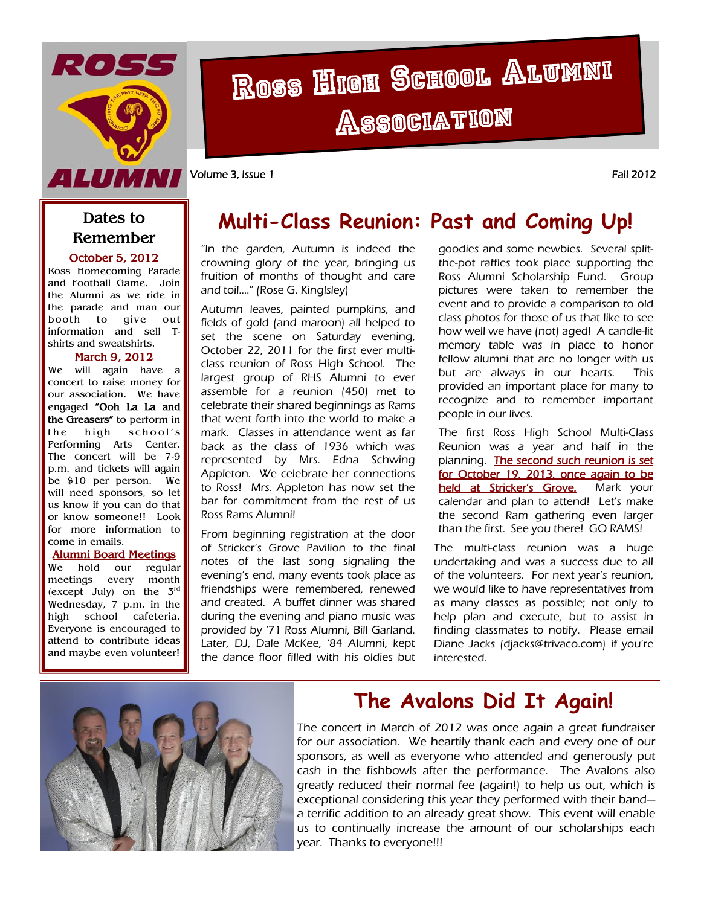# Ross High School Alumni Association

Volume 3, Issue 1

Fall 2012

## Dates to Remember

**October 5, 2012**

Ross Homecoming Parade and Football Game. Join the Alumni as we ride in the parade and man our booth to give out information and sell T-shirts and sweatshirts.

**March 9, 2012**

We will again have a concert to raise money for our association. We have engaged **"Ooh La La and the Greasers"** to perform in the high school's Performing Arts Center. The concert will be 7-9 p.m. and tickets will again be $10 per person. We will need sponsors, so let us know if you can do that or know someone!! Look for more information to come in emails.

**Alumni Board Meetings**

We hold our regular meetings every month (except July) on the 3rd Wednesday, 7 p.m. in the high school cafeteria. Everyone is encouraged to attend to contribute ideas and maybe even volunteer!

## Multi-Class Reunion: Past and Coming Up!

"In the garden, Autumn is indeed the crowning glory of the year, bringing us fruition of months of thought and care and toil...." (Rose G. Kinglsley)

Autumn leaves, painted pumpkins, and fields of gold (and maroon) all helped to set the scene on Saturday evening, October 22, 2011 for the first ever multi-class reunion of Ross High School. The largest group of RHS Alumni to ever assemble for a reunion (450) met to celebrate their shared beginnings as Rams that went forth into the world to make a mark. Classes in attendance went as far back as the class of 1936 which was represented by Mrs. Edna Schwing Appleton. We celebrate her connections to Ross! Mrs. Appleton has now set the bar for commitment from the rest of us Ross Rams Alumni!

From beginning registration at the door of Stricker's Grove Pavilion to the final notes of the last song signaling the evening's end, many events took place as friendships were remembered, renewed and created. A buffet dinner was shared during the evening and piano music was provided by '71 Ross Alumni, Bill Garland. Later, DJ, Dale McKee, '84 Alumni, kept the dance floor filled with his oldies but goodies and some newbies. Several split-the-pot raffles took place supporting the Ross Alumni Scholarship Fund. Group pictures were taken to remember the event and to provide a comparison to old class photos for those of us that like to see how well we have (not) aged! A candle-lit memory table was in place to honor fellow alumni that are no longer with us but are always in our hearts. This provided an important place for many to recognize and to remember important people in our lives.

The first Ross High School Multi-Class Reunion was a year and half in the planning. **The second such reunion is set for October 19, 2013, once again to be held at Stricker's Grove.** Mark your calendar and plan to attend! Let's make the second Ram gathering even larger than the first. See you there! GO RAMS!

The multi-class reunion was a huge undertaking and was a success due to all of the volunteers. For next year's reunion, we would like to have representatives from as many classes as possible; not only to help plan and execute, but to assist in finding classmates to notify. Please email Diane Jacks (djacks@trivaco.com) if you're interested.

## The Avalons Did It Again!

The concert in March of 2012 was once again a great fundraiser for our association. We heartily thank each and every one of our sponsors, as well as everyone who attended and generously put cash in the fishbowls after the performance. The Avalons also greatly reduced their normal fee (again!) to help us out, which is exceptional considering this year they performed with their band—a terrific addition to an already great show. This event will enable us to continually increase the amount of our scholarships each year. Thanks to everyone!!!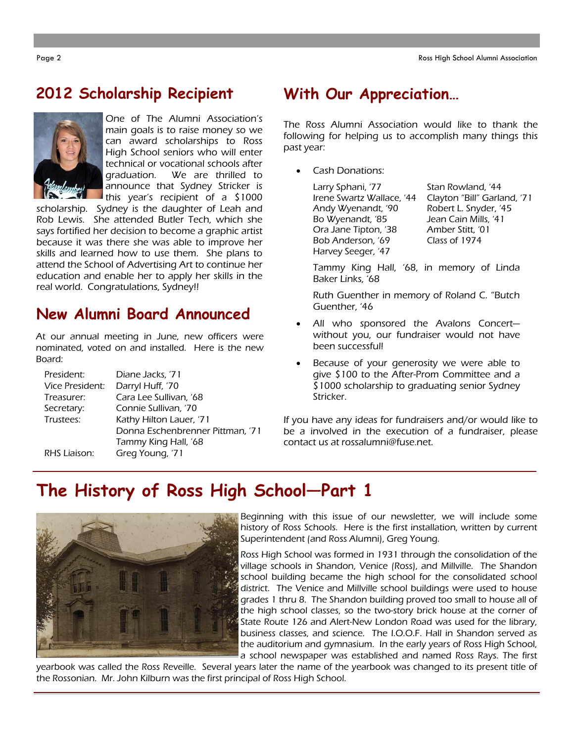## 2012 Scholarship Recipient

One of The Alumni Association's main goals is to raise money so we can award scholarships to Ross High School seniors who will enter technical or vocational schools after graduation. We are thrilled to announce that Sydney Stricker is this year's recipient of a $1000 scholarship. Sydney is the daughter of Leah and Rob Lewis. She attended Butler Tech, which she says fortified her decision to become a graphic artist because it was there she was able to improve her skills and learned how to use them. She plans to attend the School of Advertising Art to continue her education and enable her to apply her skills in the real world. Congratulations, Sydney!!

## New Alumni Board Announced

At our annual meeting in June, new officers were nominated, voted on and installed. Here is the new Board:

| | |
|---|---|
| President: | Diane Jacks, '71 |
| Vice President: | Darryl Huff, '70 |
| Treasurer: | Cara Lee Sullivan, '68 |
| Secretary: | Connie Sullivan, '70 |
| Trustees: | Kathy Hilton Lauer, '71 |
| | Donna Eschenbrenner Pittman, '71 |
| | Tammy King Hall, '68 |
| RHS Liaison: | Greg Young, '71 |

## With Our Appreciation…

The Ross Alumni Association would like to thank the following for helping us to accomplish many things this past year:

- Cash Donations:

  Larry Sphani, '77
  Irene Swartz Wallace, '44
  Andy Wyenandt, '90
  Bo Wyenandt, '85
  Ora Jane Tipton, '38
  Bob Anderson, '69
  Harvey Seeger, '47
  Stan Rowland, '44
  Clayton "Bill" Garland, '71
  Robert L. Snyder, '45
  Jean Cain Mills, '41
  Amber Stitt, '01
  Class of 1974

  Tammy King Hall, '68, in memory of Linda Baker Links, '68

  Ruth Guenther in memory of Roland C. "Butch Guenther, '46

- All who sponsored the Avalons Concert—without you, our fundraiser would not have been successful!
- Because of your generosity we were able to give $100 to the After-Prom Committee and a $1000 scholarship to graduating senior Sydney Stricker.

If you have any ideas for fundraisers and/or would like to be a involved in the execution of a fundraiser, please contact us at rossalumni@fuse.net.

## The History of Ross High School—Part 1

Beginning with this issue of our newsletter, we will include some history of Ross Schools. Here is the first installation, written by current Superintendent (and Ross Alumni), Greg Young.

Ross High School was formed in 1931 through the consolidation of the village schools in Shandon, Venice (Ross), and Millville. The Shandon school building became the high school for the consolidated school district. The Venice and Millville school buildings were used to house grades 1 thru 8. The Shandon building proved too small to house all of the high school classes, so the two-story brick house at the corner of State Route 126 and Alert-New London Road was used for the library, business classes, and science. The I.O.O.F. Hall in Shandon served as the auditorium and gymnasium. In the early years of Ross High School, a school newspaper was established and named Ross Rays. The first yearbook was called the Ross Reveille. Several years later the name of the yearbook was changed to its present title of the Rossonian. Mr. John Kilburn was the first principal of Ross High School.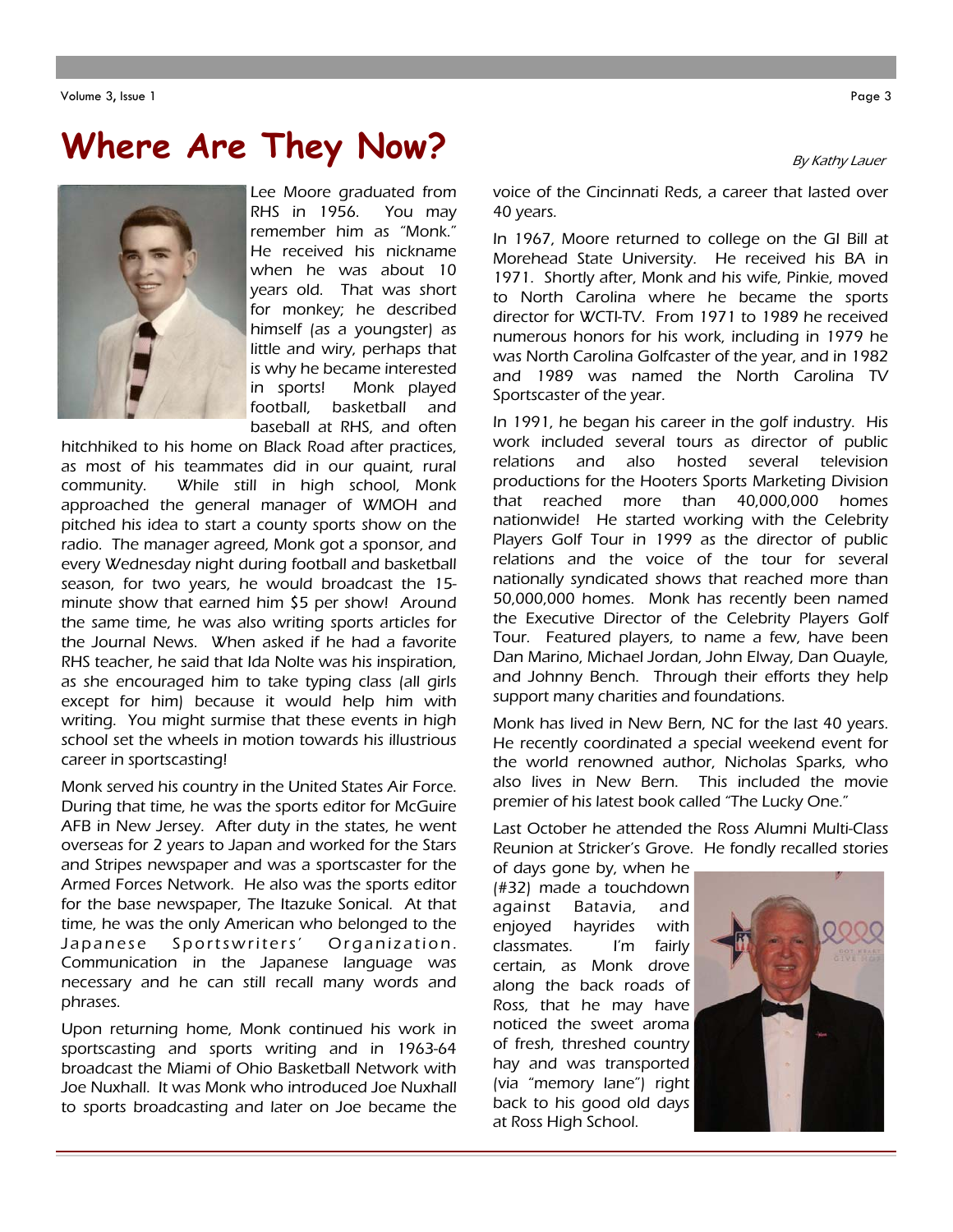# Where Are They Now?

*By Kathy Lauer*

Lee Moore graduated from RHS in 1956. You may remember him as "Monk." He received his nickname when he was about 10 years old. That was short for monkey; he described himself (as a youngster) as little and wiry, perhaps that is why he became interested in sports! Monk played football, basketball and baseball at RHS, and often hitchhiked to his home on Black Road after practices, as most of his teammates did in our quaint, rural community. While still in high school, Monk approached the general manager of WMOH and pitched his idea to start a county sports show on the radio. The manager agreed, Monk got a sponsor, and every Wednesday night during football and basketball season, for two years, he would broadcast the 15-minute show that earned him $5 per show! Around the same time, he was also writing sports articles for the Journal News. When asked if he had a favorite RHS teacher, he said that Ida Nolte was his inspiration, as she encouraged him to take typing class (all girls except for him) because it would help him with writing. You might surmise that these events in high school set the wheels in motion towards his illustrious career in sportscasting!

Monk served his country in the United States Air Force. During that time, he was the sports editor for McGuire AFB in New Jersey. After duty in the states, he went overseas for 2 years to Japan and worked for the Stars and Stripes newspaper and was a sportscaster for the Armed Forces Network. He also was the sports editor for the base newspaper, The Itazuke Sonical. At that time, he was the only American who belonged to the Japanese Sportswriters' Organization. Communication in the Japanese language was necessary and he can still recall many words and phrases.

Upon returning home, Monk continued his work in sportscasting and sports writing and in 1963-64 broadcast the Miami of Ohio Basketball Network with Joe Nuxhall. It was Monk who introduced Joe Nuxhall to sports broadcasting and later on Joe became the voice of the Cincinnati Reds, a career that lasted over 40 years.

In 1967, Moore returned to college on the GI Bill at Morehead State University. He received his BA in 1971. Shortly after, Monk and his wife, Pinkie, moved to North Carolina where he became the sports director for WCTI-TV. From 1971 to 1989 he received numerous honors for his work, including in 1979 he was North Carolina Golfcaster of the year, and in 1982 and 1989 was named the North Carolina TV Sportscaster of the year.

In 1991, he began his career in the golf industry. His work included several tours as director of public relations and also hosted several television productions for the Hooters Sports Marketing Division that reached more than 40,000,000 homes nationwide! He started working with the Celebrity Players Golf Tour in 1999 as the director of public relations and the voice of the tour for several nationally syndicated shows that reached more than 50,000,000 homes. Monk has recently been named the Executive Director of the Celebrity Players Golf Tour. Featured players, to name a few, have been Dan Marino, Michael Jordan, John Elway, Dan Quayle, and Johnny Bench. Through their efforts they help support many charities and foundations.

Monk has lived in New Bern, NC for the last 40 years. He recently coordinated a special weekend event for the world renowned author, Nicholas Sparks, who also lives in New Bern. This included the movie premier of his latest book called "The Lucky One."

Last October he attended the Ross Alumni Multi-Class Reunion at Stricker's Grove. He fondly recalled stories of days gone by, when he (#32) made a touchdown against Batavia, and enjoyed hayrides with classmates. I'm fairly certain, as Monk drove along the back roads of Ross, that he may have noticed the sweet aroma of fresh, threshed country hay and was transported (via "memory lane") right back to his good old days at Ross High School.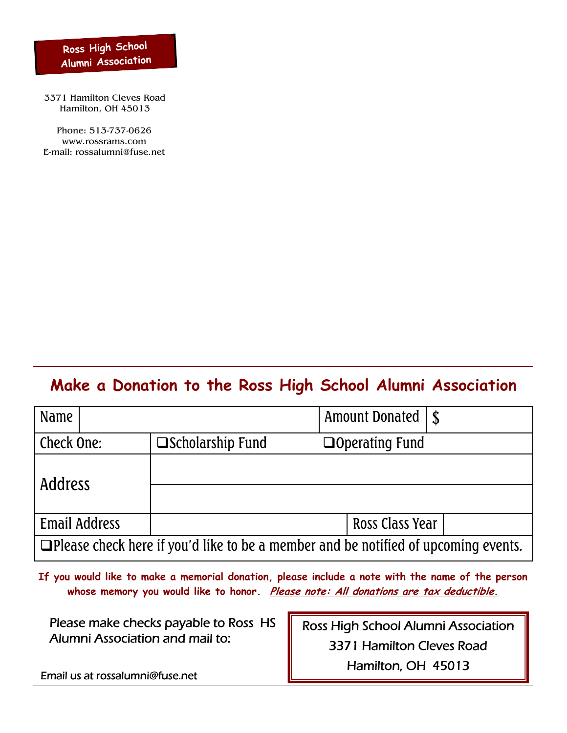**Ross High School Alumni Association**

3371 Hamilton Cleves Road
Hamilton, OH 45013

Phone: 513-737-0626
www.rossrams.com
E-mail: rossalumni@fuse.net

## Make a Donation to the Ross High School Alumni Association

| | | | |
|---|---|---|---|
| Name | | Amount Donated | $ |
| Check One: | ❑Scholarship Fund | ❑Operating Fund | |
| Address | | | |
| | | | |
| Email Address | | Ross Class Year | |
| ❑Please check here if you'd like to be a member and be notified of upcoming events. | | | |

**If you would like to make a memorial donation, please include a note with the name of the person whose memory you would like to honor.** ***Please note: All donations are tax deductible.***

Please make checks payable to Ross HS Alumni Association and mail to:

Ross High School Alumni Association
3371 Hamilton Cleves Road
Hamilton, OH 45013

Email us at rossalumni@fuse.net